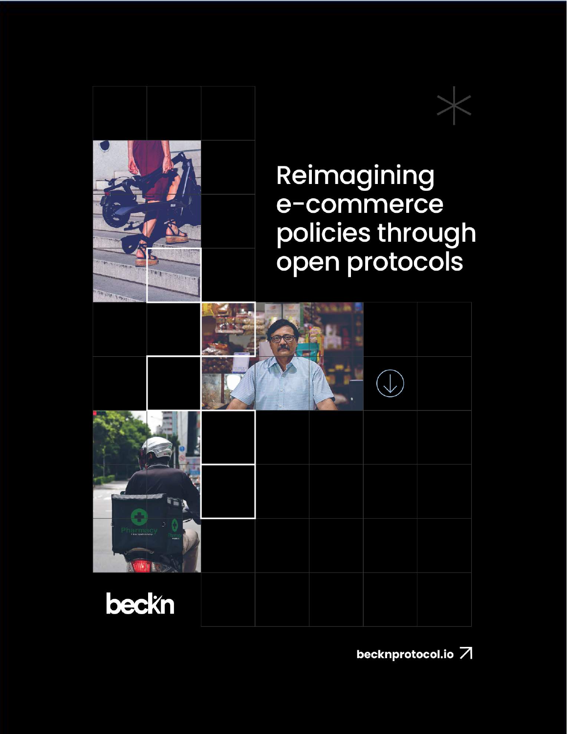# Reimagining e-commerce policies through open protocols

beckn

becknprotocol.io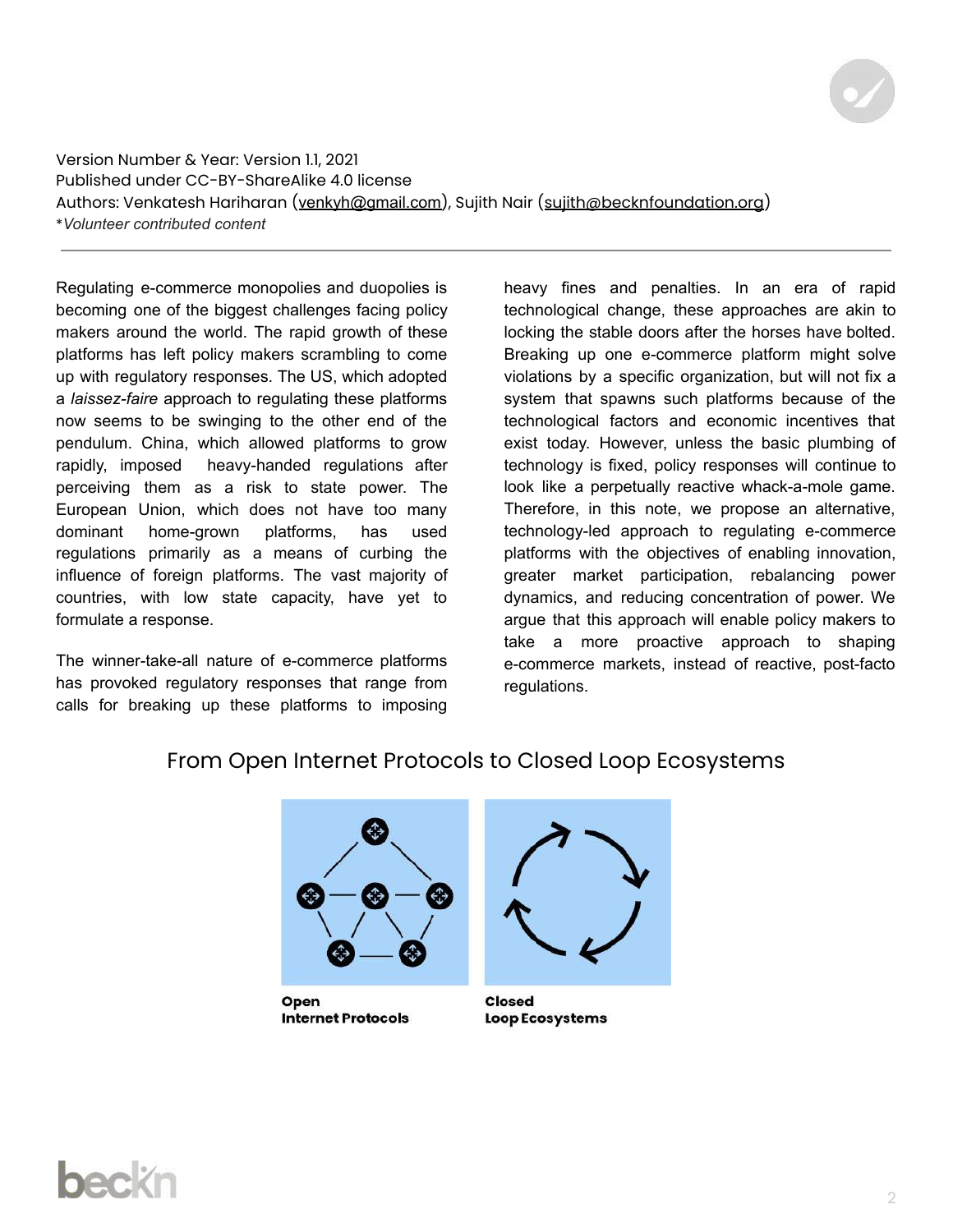Version Number & Year: Version 1.1, 2021
Published under CC-BY-ShareAlike 4.0 license
Authors: Venkatesh Hariharan (venkyh@gmail.com), Sujith Nair (sujith@becknfoundation.org)
**Volunteer contributed content*

---

Regulating e-commerce monopolies and duopolies is becoming one of the biggest challenges facing policy makers around the world. The rapid growth of these platforms has left policy makers scrambling to come up with regulatory responses. The US, which adopted a *laissez-faire* approach to regulating these platforms now seems to be swinging to the other end of the pendulum. China, which allowed platforms to grow rapidly, imposed heavy-handed regulations after perceiving them as a risk to state power. The European Union, which does not have too many dominant home-grown platforms, has used regulations primarily as a means of curbing the influence of foreign platforms. The vast majority of countries, with low state capacity, have yet to formulate a response.

The winner-take-all nature of e-commerce platforms has provoked regulatory responses that range from calls for breaking up these platforms to imposing heavy fines and penalties. In an era of rapid technological change, these approaches are akin to locking the stable doors after the horses have bolted. Breaking up one e-commerce platform might solve violations by a specific organization, but will not fix a system that spawns such platforms because of the technological factors and economic incentives that exist today. However, unless the basic plumbing of technology is fixed, policy responses will continue to look like a perpetually reactive whack-a-mole game. Therefore, in this note, we propose an alternative, technology-led approach to regulating e-commerce platforms with the objectives of enabling innovation, greater market participation, rebalancing power dynamics, and reducing concentration of power. We argue that this approach will enable policy makers to take a more proactive approach to shaping e-commerce markets, instead of reactive, post-facto regulations.

## From Open Internet Protocols to Closed Loop Ecosystems

**Open Internet Protocols**

**Closed Loop Ecosystems**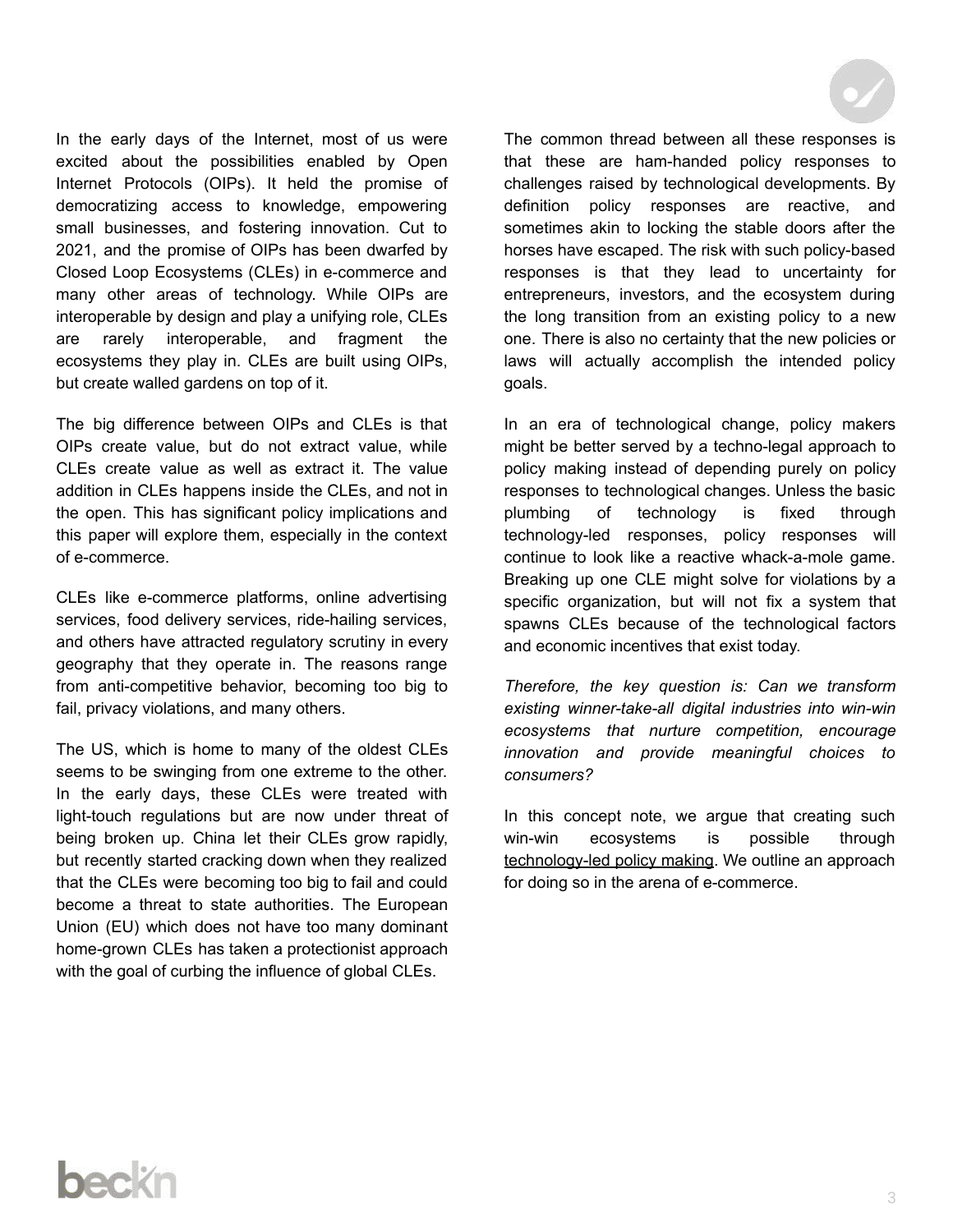In the early days of the Internet, most of us were excited about the possibilities enabled by Open Internet Protocols (OIPs). It held the promise of democratizing access to knowledge, empowering small businesses, and fostering innovation. Cut to 2021, and the promise of OIPs has been dwarfed by Closed Loop Ecosystems (CLEs) in e-commerce and many other areas of technology. While OIPs are interoperable by design and play a unifying role, CLEs are rarely interoperable, and fragment the ecosystems they play in. CLEs are built using OIPs, but create walled gardens on top of it.

The big difference between OIPs and CLEs is that OIPs create value, but do not extract value, while CLEs create value as well as extract it. The value addition in CLEs happens inside the CLEs, and not in the open. This has significant policy implications and this paper will explore them, especially in the context of e-commerce.

CLEs like e-commerce platforms, online advertising services, food delivery services, ride-hailing services, and others have attracted regulatory scrutiny in every geography that they operate in. The reasons range from anti-competitive behavior, becoming too big to fail, privacy violations, and many others.

The US, which is home to many of the oldest CLEs seems to be swinging from one extreme to the other. In the early days, these CLEs were treated with light-touch regulations but are now under threat of being broken up. China let their CLEs grow rapidly, but recently started cracking down when they realized that the CLEs were becoming too big to fail and could become a threat to state authorities. The European Union (EU) which does not have too many dominant home-grown CLEs has taken a protectionist approach with the goal of curbing the influence of global CLEs.

The common thread between all these responses is that these are ham-handed policy responses to challenges raised by technological developments. By definition policy responses are reactive, and sometimes akin to locking the stable doors after the horses have escaped. The risk with such policy-based responses is that they lead to uncertainty for entrepreneurs, investors, and the ecosystem during the long transition from an existing policy to a new one. There is also no certainty that the new policies or laws will actually accomplish the intended policy goals.

In an era of technological change, policy makers might be better served by a techno-legal approach to policy making instead of depending purely on policy responses to technological changes. Unless the basic plumbing of technology is fixed through technology-led responses, policy responses will continue to look like a reactive whack-a-mole game. Breaking up one CLE might solve for violations by a specific organization, but will not fix a system that spawns CLEs because of the technological factors and economic incentives that exist today.

*Therefore, the key question is: Can we transform existing winner-take-all digital industries into win-win ecosystems that nurture competition, encourage innovation and provide meaningful choices to consumers?*

In this concept note, we argue that creating such win-win ecosystems is possible through technology-led policy making. We outline an approach for doing so in the arena of e-commerce.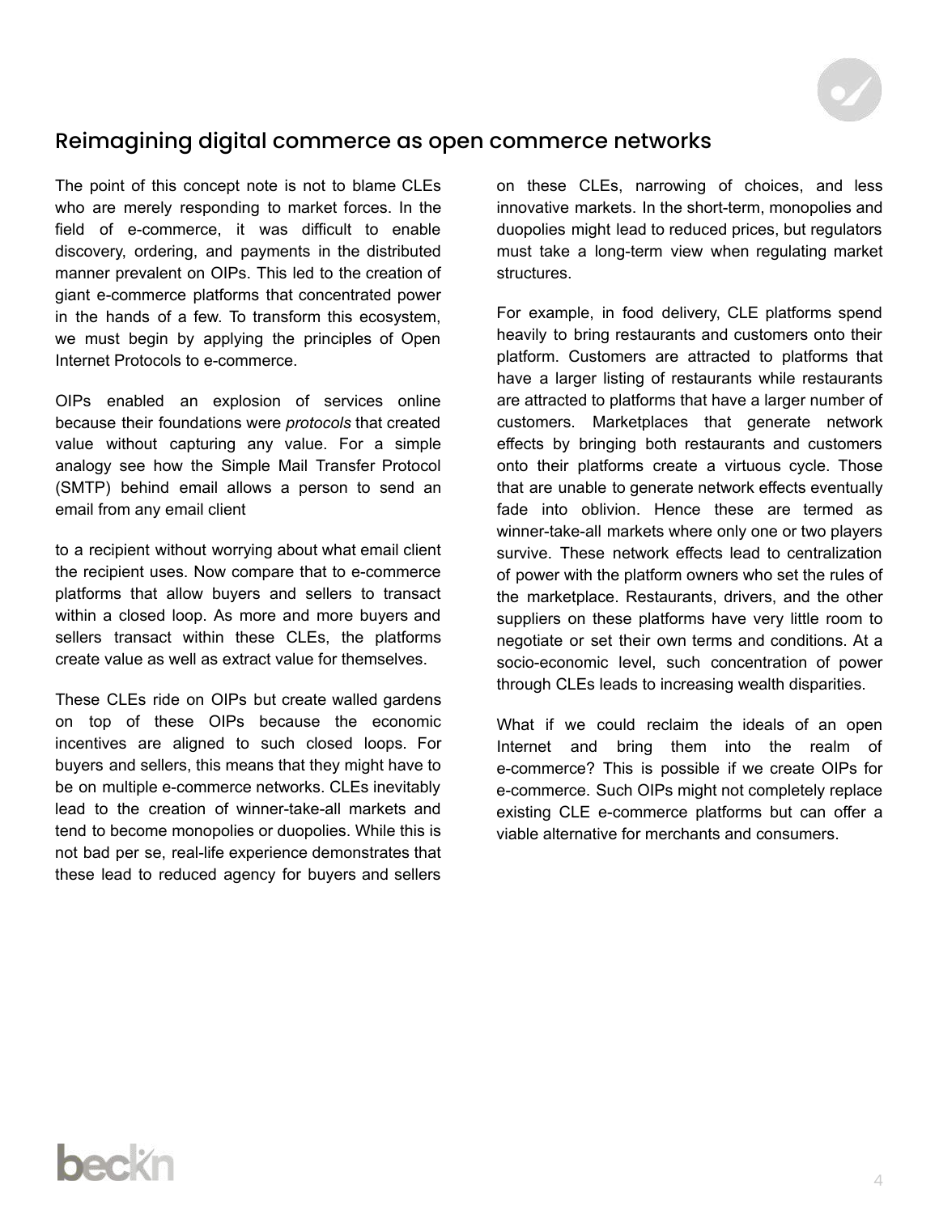## Reimagining digital commerce as open commerce networks

The point of this concept note is not to blame CLEs who are merely responding to market forces. In the field of e-commerce, it was difficult to enable discovery, ordering, and payments in the distributed manner prevalent on OIPs. This led to the creation of giant e-commerce platforms that concentrated power in the hands of a few. To transform this ecosystem, we must begin by applying the principles of Open Internet Protocols to e-commerce.

OIPs enabled an explosion of services online because their foundations were *protocols* that created value without capturing any value. For a simple analogy see how the Simple Mail Transfer Protocol (SMTP) behind email allows a person to send an email from any email client

to a recipient without worrying about what email client the recipient uses. Now compare that to e-commerce platforms that allow buyers and sellers to transact within a closed loop. As more and more buyers and sellers transact within these CLEs, the platforms create value as well as extract value for themselves.

These CLEs ride on OIPs but create walled gardens on top of these OIPs because the economic incentives are aligned to such closed loops. For buyers and sellers, this means that they might have to be on multiple e-commerce networks. CLEs inevitably lead to the creation of winner-take-all markets and tend to become monopolies or duopolies. While this is not bad per se, real-life experience demonstrates that these lead to reduced agency for buyers and sellers on these CLEs, narrowing of choices, and less innovative markets. In the short-term, monopolies and duopolies might lead to reduced prices, but regulators must take a long-term view when regulating market structures.

For example, in food delivery, CLE platforms spend heavily to bring restaurants and customers onto their platform. Customers are attracted to platforms that have a larger listing of restaurants while restaurants are attracted to platforms that have a larger number of customers. Marketplaces that generate network effects by bringing both restaurants and customers onto their platforms create a virtuous cycle. Those that are unable to generate network effects eventually fade into oblivion. Hence these are termed as winner-take-all markets where only one or two players survive. These network effects lead to centralization of power with the platform owners who set the rules of the marketplace. Restaurants, drivers, and the other suppliers on these platforms have very little room to negotiate or set their own terms and conditions. At a socio-economic level, such concentration of power through CLEs leads to increasing wealth disparities.

What if we could reclaim the ideals of an open Internet and bring them into the realm of e-commerce? This is possible if we create OIPs for e-commerce. Such OIPs might not completely replace existing CLE e-commerce platforms but can offer a viable alternative for merchants and consumers.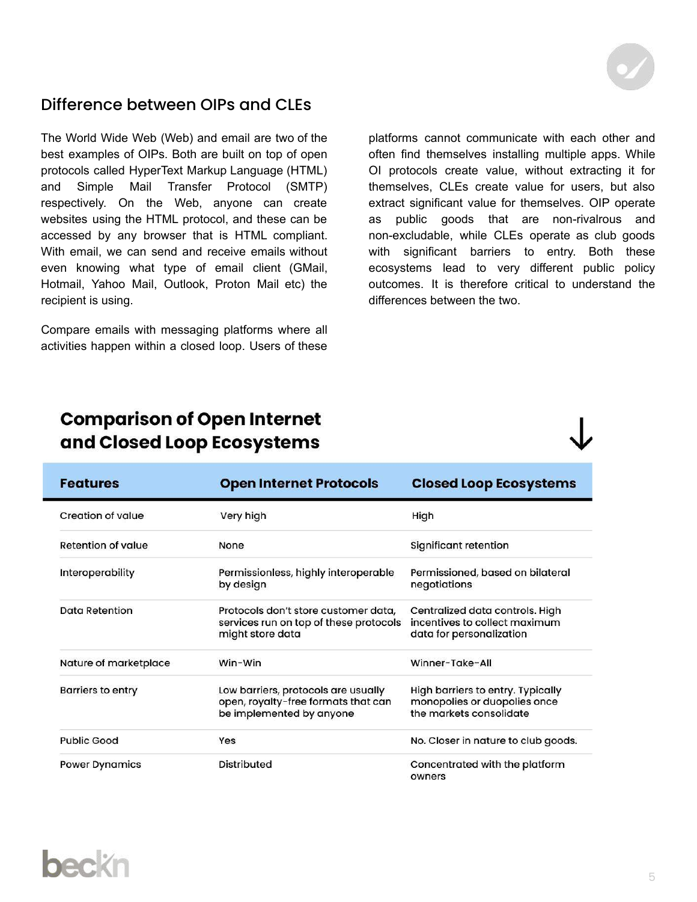## Difference between OIPs and CLEs

The World Wide Web (Web) and email are two of the best examples of OIPs. Both are built on top of open protocols called HyperText Markup Language (HTML) and Simple Mail Transfer Protocol (SMTP) respectively. On the Web, anyone can create websites using the HTML protocol, and these can be accessed by any browser that is HTML compliant. With email, we can send and receive emails without even knowing what type of email client (GMail, Hotmail, Yahoo Mail, Outlook, Proton Mail etc) the recipient is using.

Compare emails with messaging platforms where all activities happen within a closed loop. Users of these platforms cannot communicate with each other and often find themselves installing multiple apps. While OI protocols create value, without extracting it for themselves, CLEs create value for users, but also extract significant value for themselves. OIP operate as public goods that are non-rivalrous and non-excludable, while CLEs operate as club goods with significant barriers to entry. Both these ecosystems lead to very different public policy outcomes. It is therefore critical to understand the differences between the two.

## Comparison of Open Internet and Closed Loop Ecosystems

| Features | Open Internet Protocols | Closed Loop Ecosystems |
|---|---|---|
| Creation of value | Very high | High |
| Retention of value | None | Significant retention |
| Interoperability | Permissionless, highly interoperable by design | Permissioned, based on bilateral negotiations |
| Data Retention | Protocols don't store customer data, services run on top of these protocols might store data | Centralized data controls. High incentives to collect maximum data for personalization |
| Nature of marketplace | Win-Win | Winner-Take-All |
| Barriers to entry | Low barriers, protocols are usually open, royalty-free formats that can be implemented by anyone | High barriers to entry. Typically monopolies or duopolies once the markets consolidate |
| Public Good | Yes | No. Closer in nature to club goods. |
| Power Dynamics | Distributed | Concentrated with the platform owners |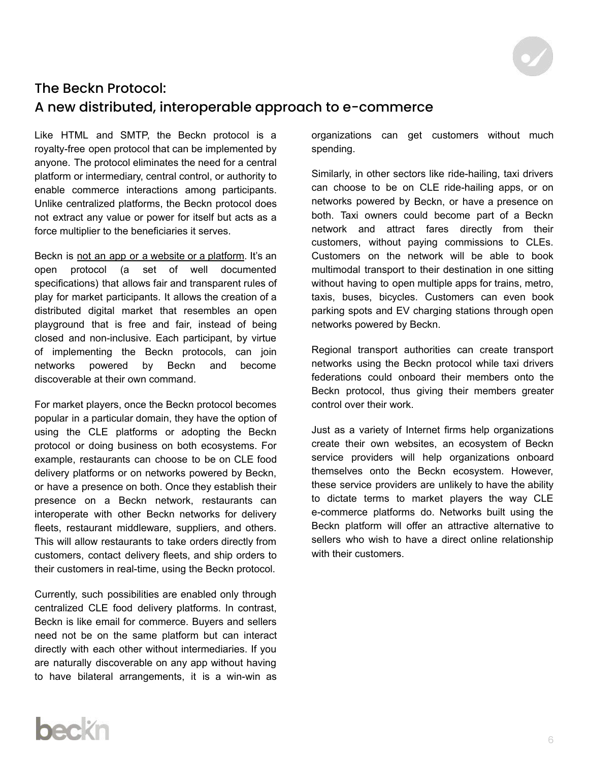## The Beckn Protocol:
## A new distributed, interoperable approach to e-commerce

Like HTML and SMTP, the Beckn protocol is a royalty-free open protocol that can be implemented by anyone. The protocol eliminates the need for a central platform or intermediary, central control, or authority to enable commerce interactions among participants. Unlike centralized platforms, the Beckn protocol does not extract any value or power for itself but acts as a force multiplier to the beneficiaries it serves.

Beckn is not an app or a website or a platform. It's an open protocol (a set of well documented specifications) that allows fair and transparent rules of play for market participants. It allows the creation of a distributed digital market that resembles an open playground that is free and fair, instead of being closed and non-inclusive. Each participant, by virtue of implementing the Beckn protocols, can join networks powered by Beckn and become discoverable at their own command.

For market players, once the Beckn protocol becomes popular in a particular domain, they have the option of using the CLE platforms or adopting the Beckn protocol or doing business on both ecosystems. For example, restaurants can choose to be on CLE food delivery platforms or on networks powered by Beckn, or have a presence on both. Once they establish their presence on a Beckn network, restaurants can interoperate with other Beckn networks for delivery fleets, restaurant middleware, suppliers, and others. This will allow restaurants to take orders directly from customers, contact delivery fleets, and ship orders to their customers in real-time, using the Beckn protocol.

Currently, such possibilities are enabled only through centralized CLE food delivery platforms. In contrast, Beckn is like email for commerce. Buyers and sellers need not be on the same platform but can interact directly with each other without intermediaries. If you are naturally discoverable on any app without having to have bilateral arrangements, it is a win-win as organizations can get customers without much spending.

Similarly, in other sectors like ride-hailing, taxi drivers can choose to be on CLE ride-hailing apps, or on networks powered by Beckn, or have a presence on both. Taxi owners could become part of a Beckn network and attract fares directly from their customers, without paying commissions to CLEs. Customers on the network will be able to book multimodal transport to their destination in one sitting without having to open multiple apps for trains, metro, taxis, buses, bicycles. Customers can even book parking spots and EV charging stations through open networks powered by Beckn.

Regional transport authorities can create transport networks using the Beckn protocol while taxi drivers federations could onboard their members onto the Beckn protocol, thus giving their members greater control over their work.

Just as a variety of Internet firms help organizations create their own websites, an ecosystem of Beckn service providers will help organizations onboard themselves onto the Beckn ecosystem. However, these service providers are unlikely to have the ability to dictate terms to market players the way CLE e-commerce platforms do. Networks built using the Beckn platform will offer an attractive alternative to sellers who wish to have a direct online relationship with their customers.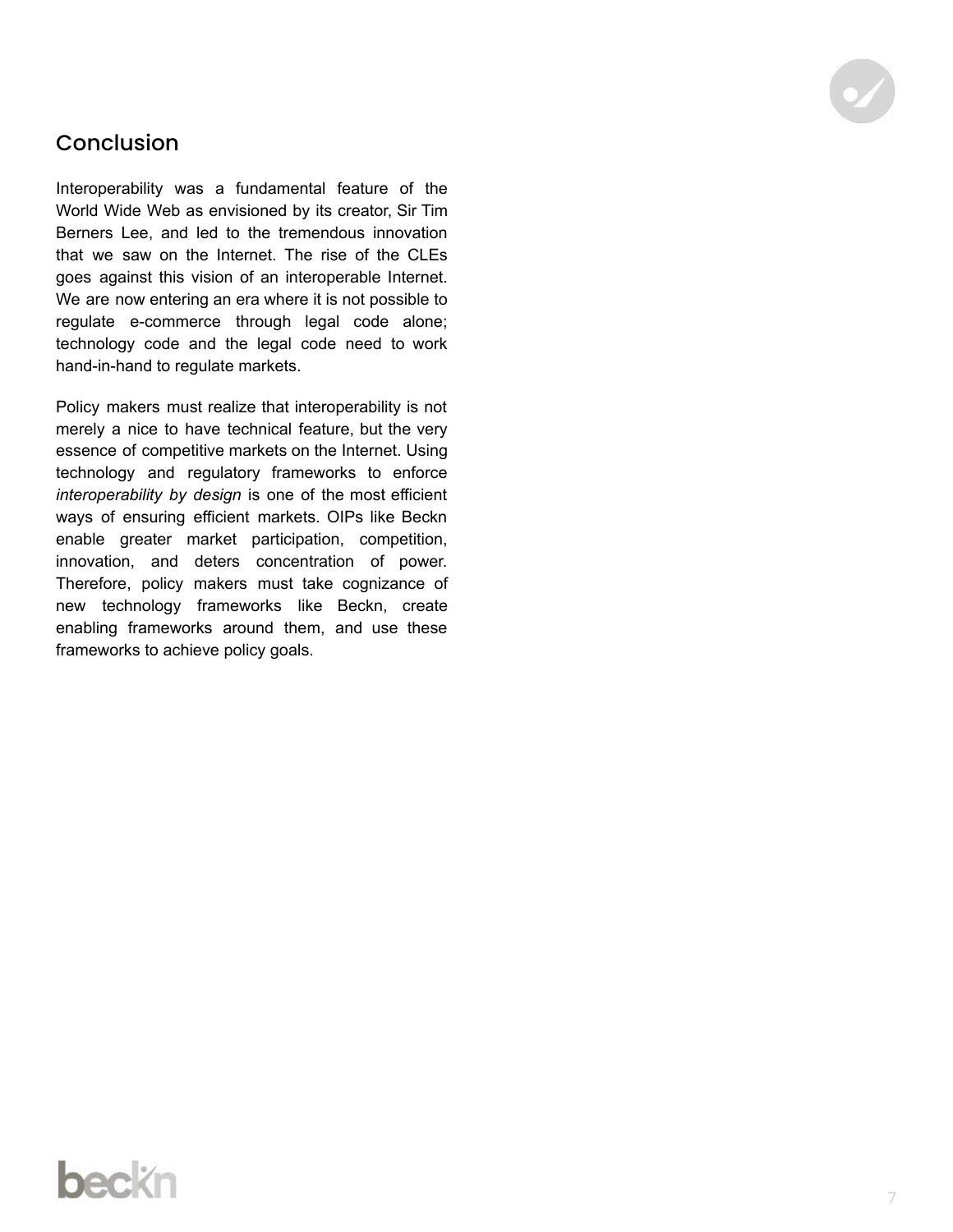## Conclusion

Interoperability was a fundamental feature of the World Wide Web as envisioned by its creator, Sir Tim Berners Lee, and led to the tremendous innovation that we saw on the Internet. The rise of the CLEs goes against this vision of an interoperable Internet. We are now entering an era where it is not possible to regulate e-commerce through legal code alone; technology code and the legal code need to work hand-in-hand to regulate markets.

Policy makers must realize that interoperability is not merely a nice to have technical feature, but the very essence of competitive markets on the Internet. Using technology and regulatory frameworks to enforce *interoperability by design* is one of the most efficient ways of ensuring efficient markets. OIPs like Beckn enable greater market participation, competition, innovation, and deters concentration of power. Therefore, policy makers must take cognizance of new technology frameworks like Beckn, create enabling frameworks around them, and use these frameworks to achieve policy goals.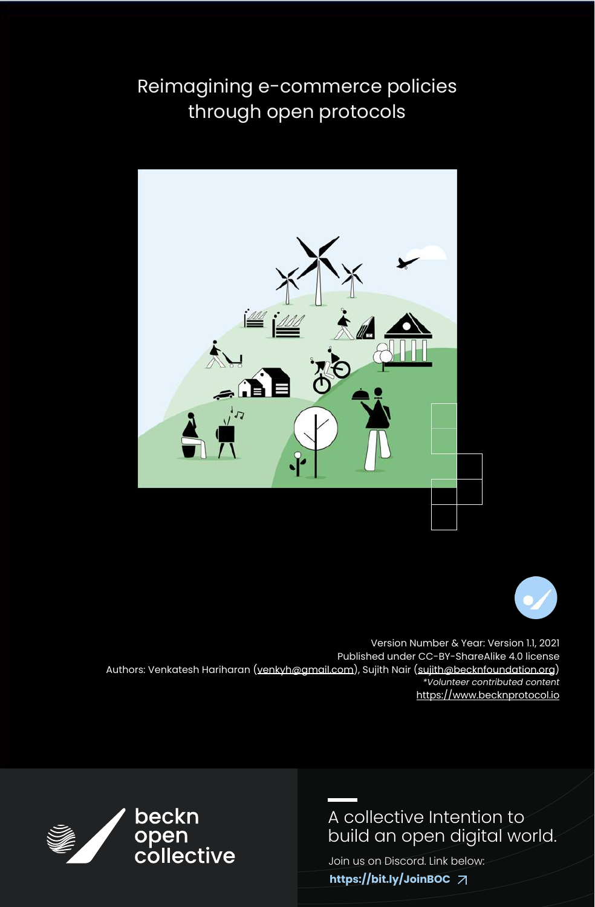# Reimagining e-commerce policies through open protocols

Version Number & Year: Version 1.1, 2021
Published under CC-BY-ShareAlike 4.0 license
Authors: Venkatesh Hariharan (venkyh@gmail.com), Sujith Nair (sujith@becknfoundation.org)
*Volunteer contributed content*
https://www.becknprotocol.io

beckn open collective

A collective Intention to build an open digital world.

Join us on Discord. Link below:
**https://bit.ly/JoinBOC**